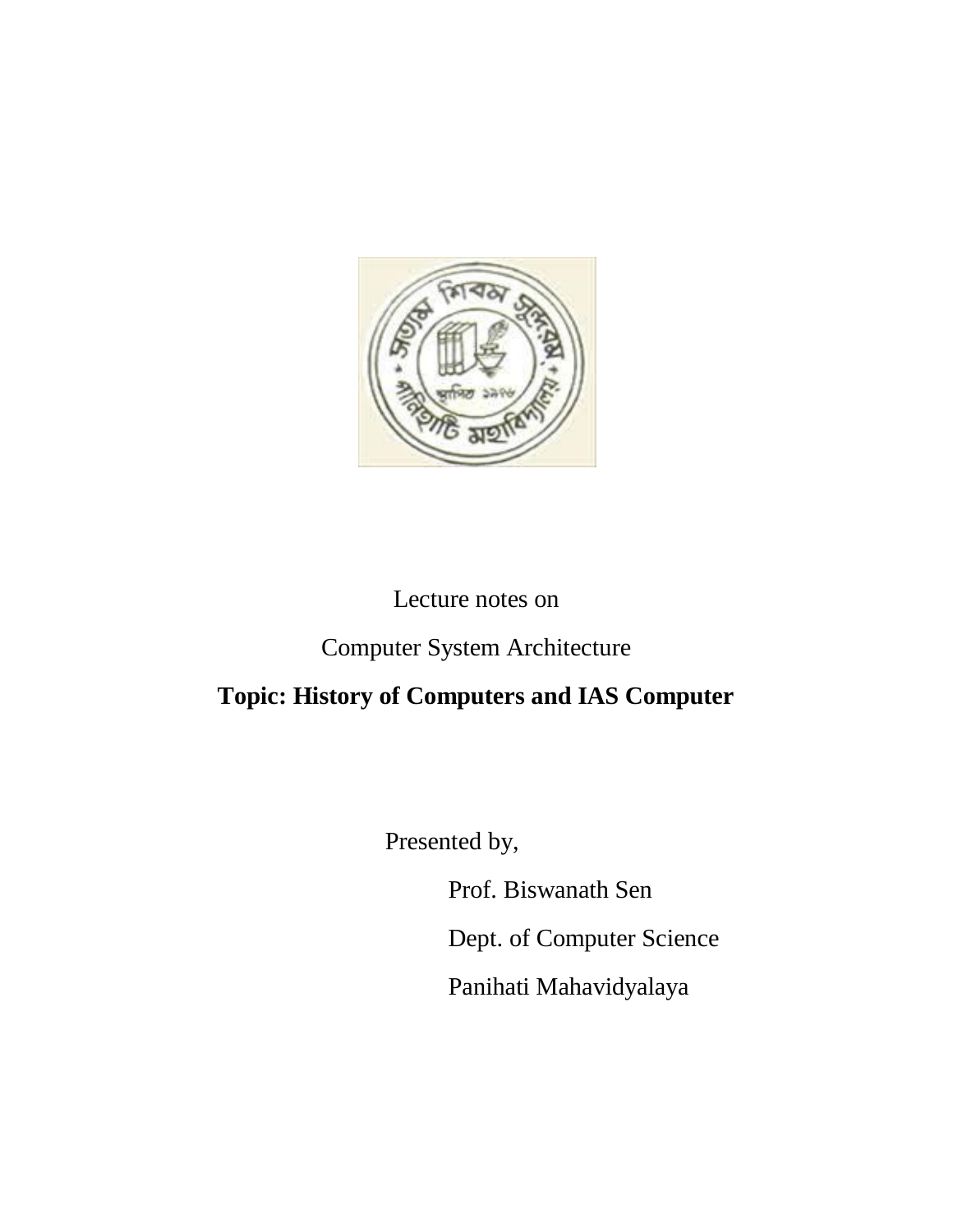Lecture notes on

Computer System Architecture

**Topic: History of Computers and IAS Computer**

Presented by,

Prof. Biswanath Sen

Dept. of Computer Science

Panihati Mahavidyalaya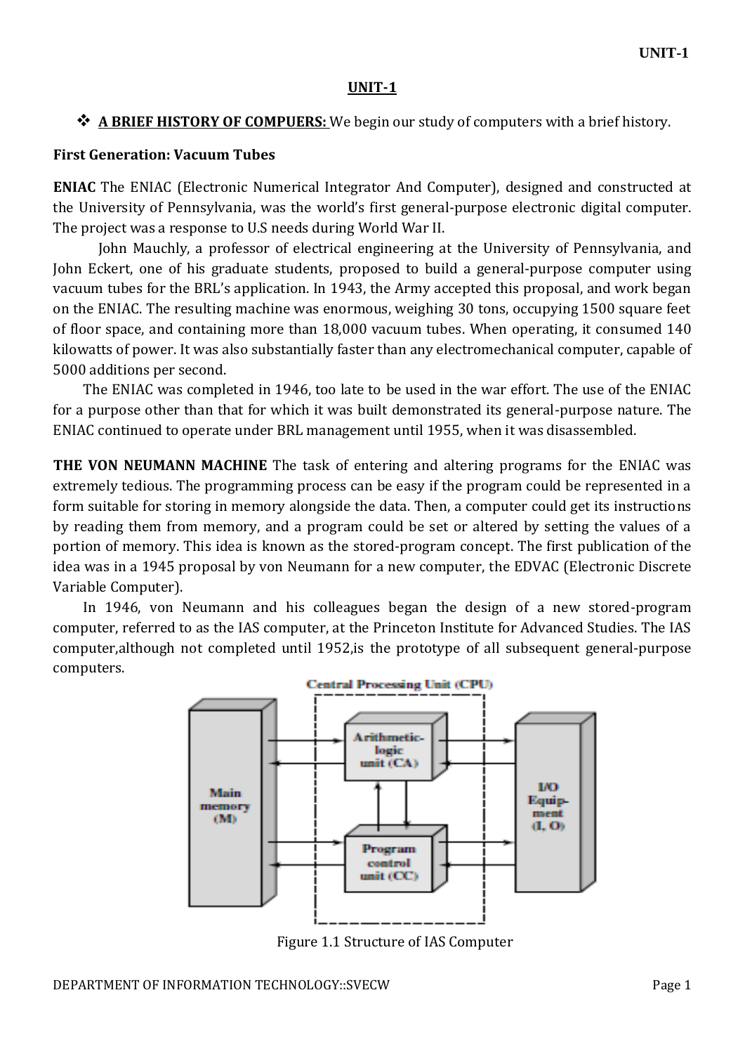# UNIT-1

❖ **A BRIEF HISTORY OF COMPUERS:** We begin our study of computers with a brief history.

**First Generation: Vacuum Tubes**

**ENIAC** The ENIAC (Electronic Numerical Integrator And Computer), designed and constructed at the University of Pennsylvania, was the world's first general-purpose electronic digital computer. The project was a response to U.S needs during World War II.

John Mauchly, a professor of electrical engineering at the University of Pennsylvania, and John Eckert, one of his graduate students, proposed to build a general-purpose computer using vacuum tubes for the BRL's application. In 1943, the Army accepted this proposal, and work began on the ENIAC. The resulting machine was enormous, weighing 30 tons, occupying 1500 square feet of floor space, and containing more than 18,000 vacuum tubes. When operating, it consumed 140 kilowatts of power. It was also substantially faster than any electromechanical computer, capable of 5000 additions per second.

The ENIAC was completed in 1946, too late to be used in the war effort. The use of the ENIAC for a purpose other than that for which it was built demonstrated its general-purpose nature. The ENIAC continued to operate under BRL management until 1955, when it was disassembled.

**THE VON NEUMANN MACHINE** The task of entering and altering programs for the ENIAC was extremely tedious. The programming process can be easy if the program could be represented in a form suitable for storing in memory alongside the data. Then, a computer could get its instructions by reading them from memory, and a program could be set or altered by setting the values of a portion of memory. This idea is known as the stored-program concept. The first publication of the idea was in a 1945 proposal by von Neumann for a new computer, the EDVAC (Electronic Discrete Variable Computer).

In 1946, von Neumann and his colleagues began the design of a new stored-program computer, referred to as the IAS computer, at the Princeton Institute for Advanced Studies. The IAS computer,although not completed until 1952,is the prototype of all subsequent general-purpose computers.

Central Processing Unit (CPU)

Main memory (M) | Arithmetic-logic unit (CA) | Program control unit (CC) | I/O Equipment (I, O)

Figure 1.1 Structure of IAS Computer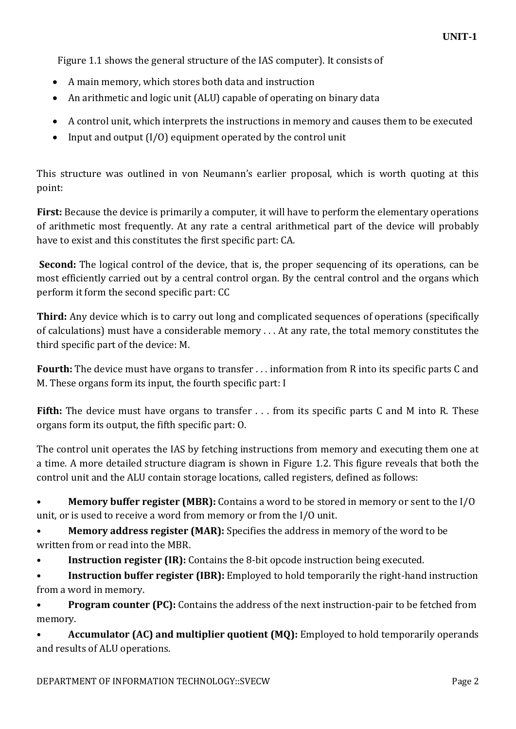Figure 1.1 shows the general structure of the IAS computer). It consists of

- A main memory, which stores both data and instruction
- An arithmetic and logic unit (ALU) capable of operating on binary data
- A control unit, which interprets the instructions in memory and causes them to be executed
- Input and output (I/O) equipment operated by the control unit

This structure was outlined in von Neumann's earlier proposal, which is worth quoting at this point:

**First:** Because the device is primarily a computer, it will have to perform the elementary operations of arithmetic most frequently. At any rate a central arithmetical part of the device will probably have to exist and this constitutes the first specific part: CA.

**Second:** The logical control of the device, that is, the proper sequencing of its operations, can be most efficiently carried out by a central control organ. By the central control and the organs which perform it form the second specific part: CC

**Third:** Any device which is to carry out long and complicated sequences of operations (specifically of calculations) must have a considerable memory . . . At any rate, the total memory constitutes the third specific part of the device: M.

**Fourth:** The device must have organs to transfer . . . information from R into its specific parts C and M. These organs form its input, the fourth specific part: I

**Fifth:** The device must have organs to transfer . . . from its specific parts C and M into R. These organs form its output, the fifth specific part: O.

The control unit operates the IAS by fetching instructions from memory and executing them one at a time. A more detailed structure diagram is shown in Figure 1.2. This figure reveals that both the control unit and the ALU contain storage locations, called registers, defined as follows:

- **Memory buffer register (MBR):** Contains a word to be stored in memory or sent to the I/O unit, or is used to receive a word from memory or from the I/O unit.
- **Memory address register (MAR):** Specifies the address in memory of the word to be written from or read into the MBR.
- **Instruction register (IR):** Contains the 8-bit opcode instruction being executed.
- **Instruction buffer register (IBR):** Employed to hold temporarily the right-hand instruction from a word in memory.
- **Program counter (PC):** Contains the address of the next instruction-pair to be fetched from memory.
- **Accumulator (AC) and multiplier quotient (MQ):** Employed to hold temporarily operands and results of ALU operations.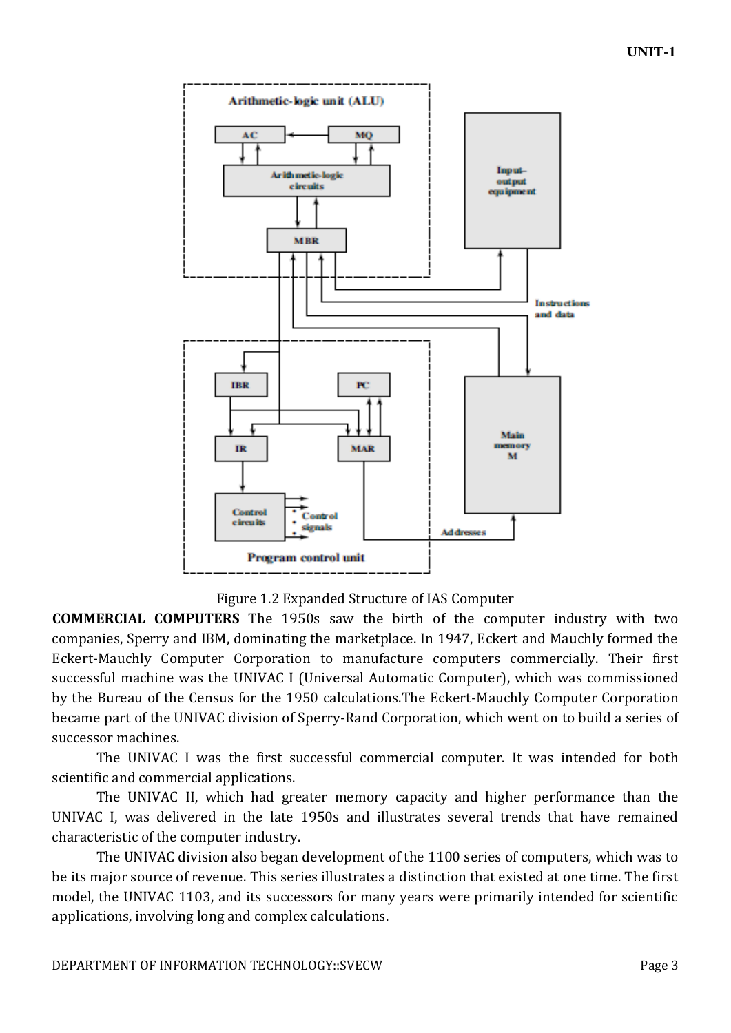Figure 1.2 Expanded Structure of IAS Computer

**COMMERCIAL COMPUTERS** The 1950s saw the birth of the computer industry with two companies, Sperry and IBM, dominating the marketplace. In 1947, Eckert and Mauchly formed the Eckert-Mauchly Computer Corporation to manufacture computers commercially. Their first successful machine was the UNIVAC I (Universal Automatic Computer), which was commissioned by the Bureau of the Census for the 1950 calculations.The Eckert-Mauchly Computer Corporation became part of the UNIVAC division of Sperry-Rand Corporation, which went on to build a series of successor machines.

The UNIVAC I was the first successful commercial computer. It was intended for both scientific and commercial applications.

The UNIVAC II, which had greater memory capacity and higher performance than the UNIVAC I, was delivered in the late 1950s and illustrates several trends that have remained characteristic of the computer industry.

The UNIVAC division also began development of the 1100 series of computers, which was to be its major source of revenue. This series illustrates a distinction that existed at one time. The first model, the UNIVAC 1103, and its successors for many years were primarily intended for scientific applications, involving long and complex calculations.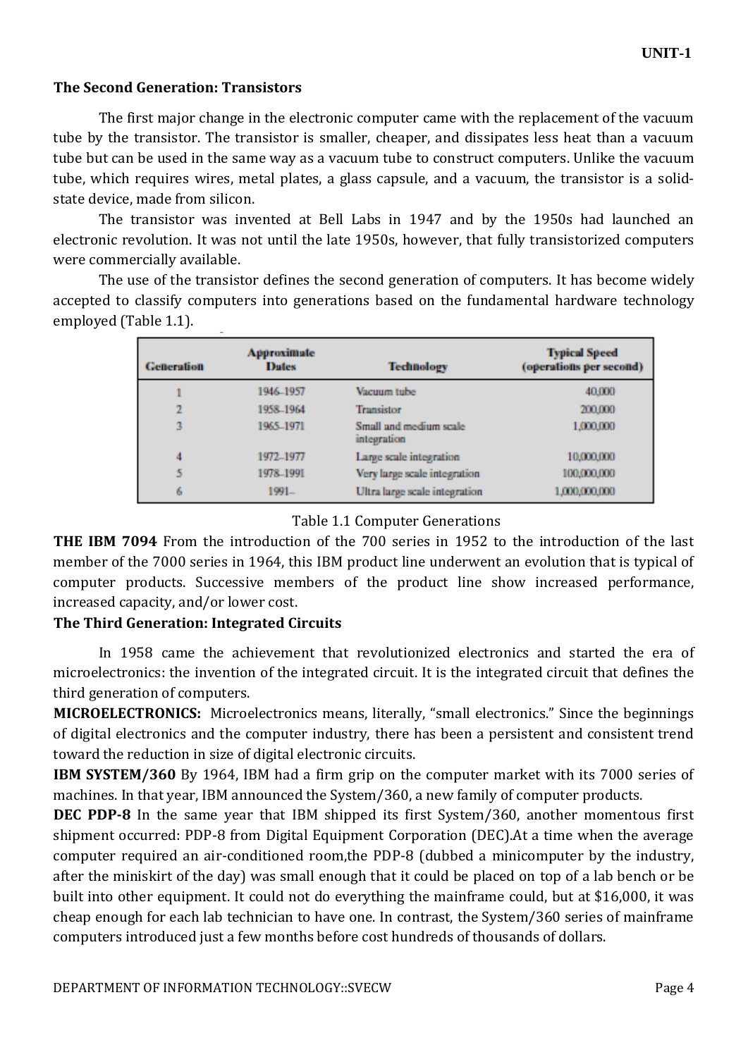### The Second Generation: Transistors

The first major change in the electronic computer came with the replacement of the vacuum tube by the transistor. The transistor is smaller, cheaper, and dissipates less heat than a vacuum tube but can be used in the same way as a vacuum tube to construct computers. Unlike the vacuum tube, which requires wires, metal plates, a glass capsule, and a vacuum, the transistor is a solid-state device, made from silicon.

The transistor was invented at Bell Labs in 1947 and by the 1950s had launched an electronic revolution. It was not until the late 1950s, however, that fully transistorized computers were commercially available.

The use of the transistor defines the second generation of computers. It has become widely accepted to classify computers into generations based on the fundamental hardware technology employed (Table 1.1).

| Generation | Approximate Dates | Technology | Typical Speed (operations per second) |
|---|---|---|---|
| 1 | 1946–1957 | Vacuum tube | 40,000 |
| 2 | 1958–1964 | Transistor | 200,000 |
| 3 | 1965–1971 | Small and medium scale integration | 1,000,000 |
| 4 | 1972–1977 | Large scale integration | 10,000,000 |
| 5 | 1978–1991 | Very large scale integration | 100,000,000 |
| 6 | 1991– | Ultra large scale integration | 1,000,000,000 |

Table 1.1 Computer Generations

**THE IBM 7094** From the introduction of the 700 series in 1952 to the introduction of the last member of the 7000 series in 1964, this IBM product line underwent an evolution that is typical of computer products. Successive members of the product line show increased performance, increased capacity, and/or lower cost.

### The Third Generation: Integrated Circuits

In 1958 came the achievement that revolutionized electronics and started the era of microelectronics: the invention of the integrated circuit. It is the integrated circuit that defines the third generation of computers.

**MICROELECTRONICS:** Microelectronics means, literally, "small electronics." Since the beginnings of digital electronics and the computer industry, there has been a persistent and consistent trend toward the reduction in size of digital electronic circuits.

**IBM SYSTEM/360** By 1964, IBM had a firm grip on the computer market with its 7000 series of machines. In that year, IBM announced the System/360, a new family of computer products.

**DEC PDP-8** In the same year that IBM shipped its first System/360, another momentous first shipment occurred: PDP-8 from Digital Equipment Corporation (DEC).At a time when the average computer required an air-conditioned room,the PDP-8 (dubbed a minicomputer by the industry, after the miniskirt of the day) was small enough that it could be placed on top of a lab bench or be built into other equipment. It could not do everything the mainframe could, but at $16,000, it was cheap enough for each lab technician to have one. In contrast, the System/360 series of mainframe computers introduced just a few months before cost hundreds of thousands of dollars.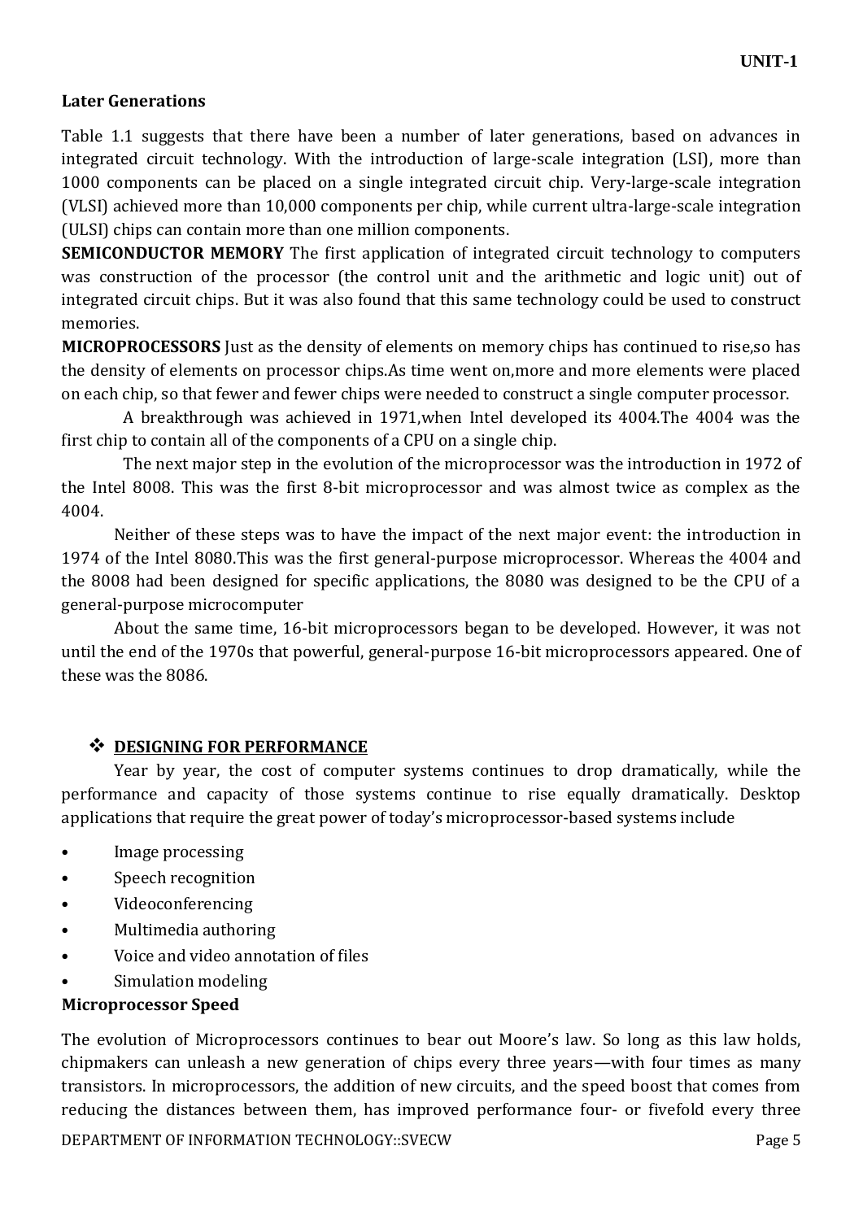### Later Generations

Table 1.1 suggests that there have been a number of later generations, based on advances in integrated circuit technology. With the introduction of large-scale integration (LSI), more than 1000 components can be placed on a single integrated circuit chip. Very-large-scale integration (VLSI) achieved more than 10,000 components per chip, while current ultra-large-scale integration (ULSI) chips can contain more than one million components.

**SEMICONDUCTOR MEMORY** The first application of integrated circuit technology to computers was construction of the processor (the control unit and the arithmetic and logic unit) out of integrated circuit chips. But it was also found that this same technology could be used to construct memories.

**MICROPROCESSORS** Just as the density of elements on memory chips has continued to rise,so has the density of elements on processor chips.As time went on,more and more elements were placed on each chip, so that fewer and fewer chips were needed to construct a single computer processor.

A breakthrough was achieved in 1971,when Intel developed its 4004.The 4004 was the first chip to contain all of the components of a CPU on a single chip.

The next major step in the evolution of the microprocessor was the introduction in 1972 of the Intel 8008. This was the first 8-bit microprocessor and was almost twice as complex as the 4004.

Neither of these steps was to have the impact of the next major event: the introduction in 1974 of the Intel 8080.This was the first general-purpose microprocessor. Whereas the 4004 and the 8008 had been designed for specific applications, the 8080 was designed to be the CPU of a general-purpose microcomputer

About the same time, 16-bit microprocessors began to be developed. However, it was not until the end of the 1970s that powerful, general-purpose 16-bit microprocessors appeared. One of these was the 8086.

## ❖ DESIGNING FOR PERFORMANCE

Year by year, the cost of computer systems continues to drop dramatically, while the performance and capacity of those systems continue to rise equally dramatically. Desktop applications that require the great power of today's microprocessor-based systems include

- Image processing
- Speech recognition
- Videoconferencing
- Multimedia authoring
- Voice and video annotation of files
- Simulation modeling

### Microprocessor Speed

The evolution of Microprocessors continues to bear out Moore's law. So long as this law holds, chipmakers can unleash a new generation of chips every three years—with four times as many transistors. In microprocessors, the addition of new circuits, and the speed boost that comes from reducing the distances between them, has improved performance four- or fivefold every three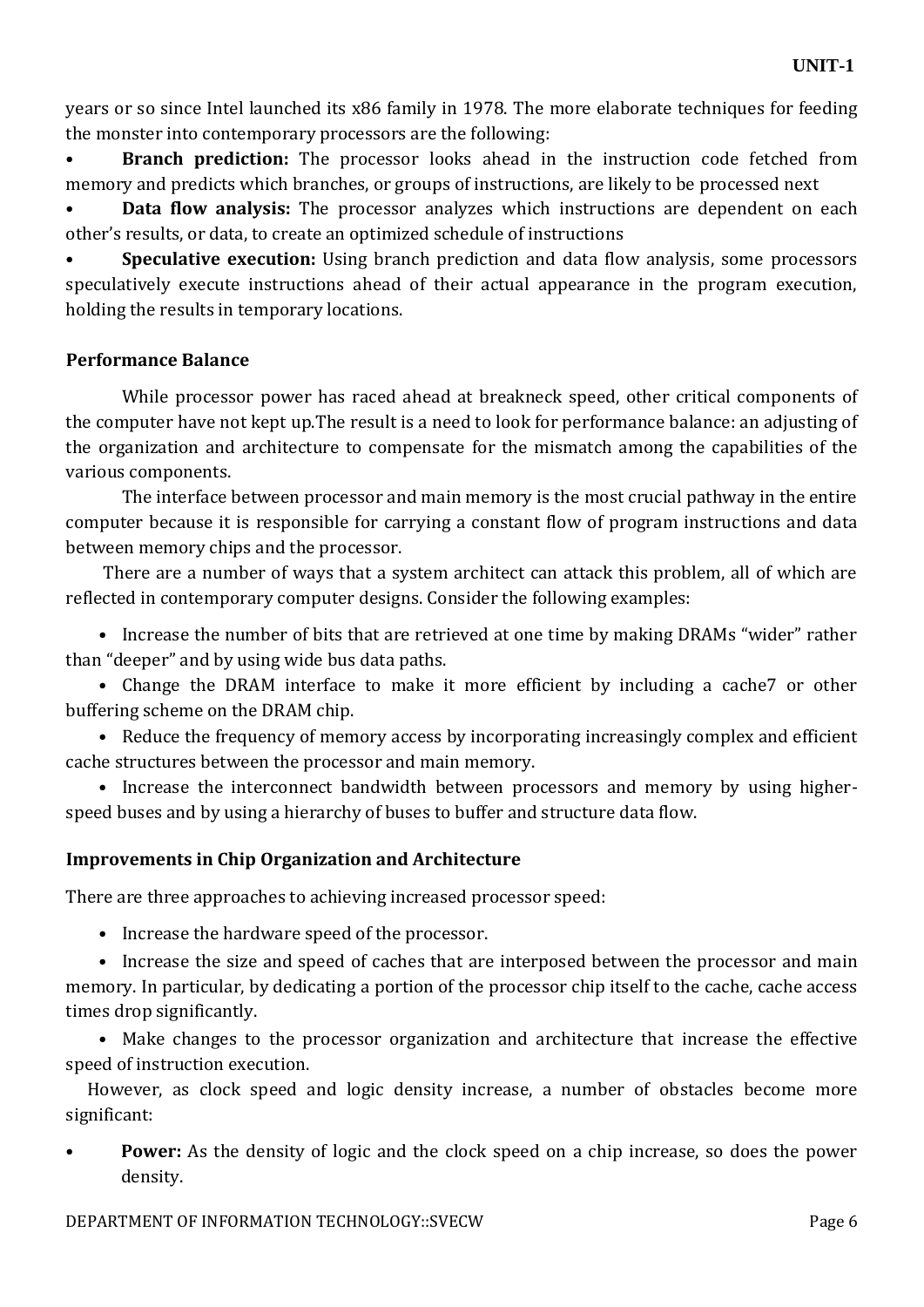years or so since Intel launched its x86 family in 1978. The more elaborate techniques for feeding the monster into contemporary processors are the following:

- **Branch prediction:** The processor looks ahead in the instruction code fetched from memory and predicts which branches, or groups of instructions, are likely to be processed next
- **Data flow analysis:** The processor analyzes which instructions are dependent on each other's results, or data, to create an optimized schedule of instructions
- **Speculative execution:** Using branch prediction and data flow analysis, some processors speculatively execute instructions ahead of their actual appearance in the program execution, holding the results in temporary locations.

### Performance Balance

While processor power has raced ahead at breakneck speed, other critical components of the computer have not kept up.The result is a need to look for performance balance: an adjusting of the organization and architecture to compensate for the mismatch among the capabilities of the various components.

The interface between processor and main memory is the most crucial pathway in the entire computer because it is responsible for carrying a constant flow of program instructions and data between memory chips and the processor.

There are a number of ways that a system architect can attack this problem, all of which are reflected in contemporary computer designs. Consider the following examples:

- Increase the number of bits that are retrieved at one time by making DRAMs "wider" rather than "deeper" and by using wide bus data paths.
- Change the DRAM interface to make it more efficient by including a cache7 or other buffering scheme on the DRAM chip.
- Reduce the frequency of memory access by incorporating increasingly complex and efficient cache structures between the processor and main memory.
- Increase the interconnect bandwidth between processors and memory by using higher-speed buses and by using a hierarchy of buses to buffer and structure data flow.

### Improvements in Chip Organization and Architecture

There are three approaches to achieving increased processor speed:

- Increase the hardware speed of the processor.
- Increase the size and speed of caches that are interposed between the processor and main memory. In particular, by dedicating a portion of the processor chip itself to the cache, cache access times drop significantly.
- Make changes to the processor organization and architecture that increase the effective speed of instruction execution.

However, as clock speed and logic density increase, a number of obstacles become more significant:

- **Power:** As the density of logic and the clock speed on a chip increase, so does the power density.